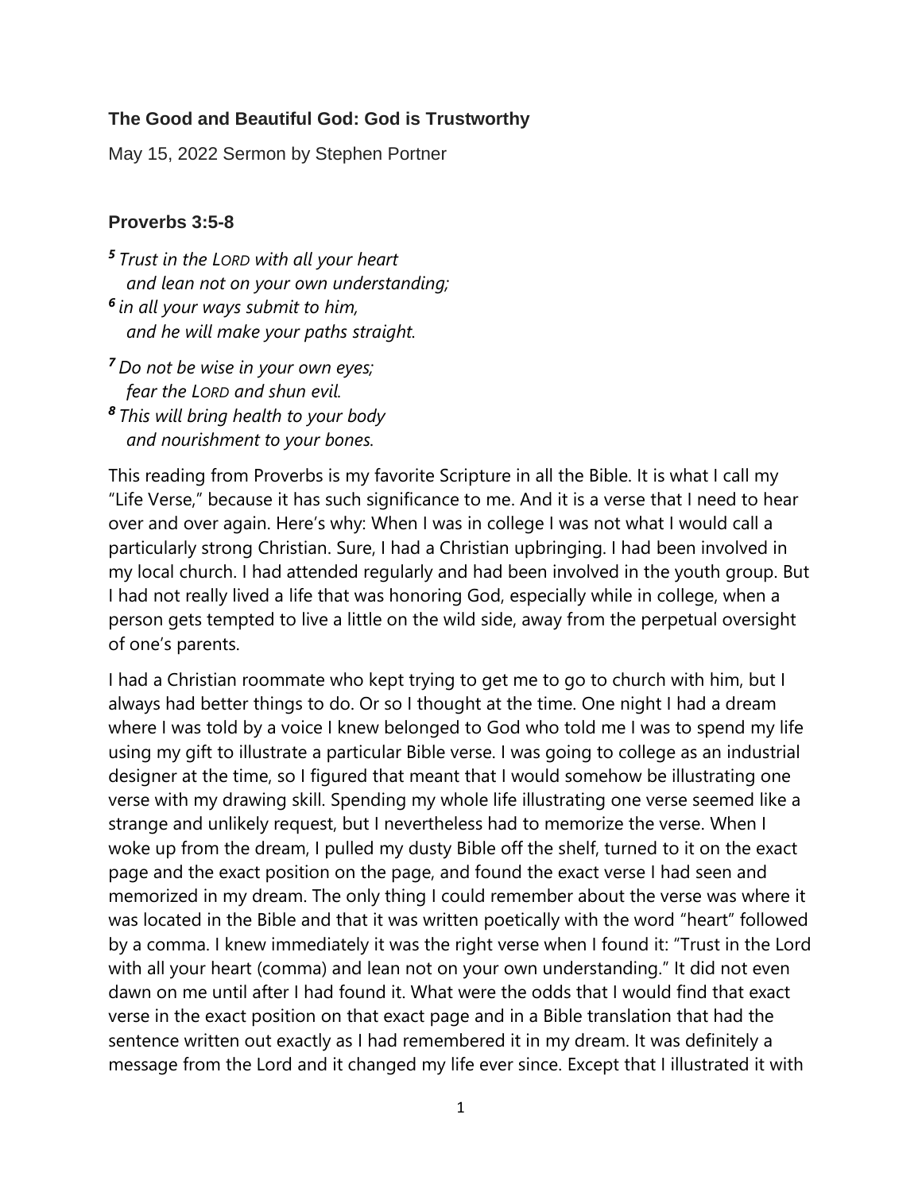**The Good and Beautiful God: God is Trustworthy**

May 15, 2022 Sermon by Stephen Portner

**Proverbs 3:5-8**

***5*** *Trust in the LORD with all your heart*
*and lean not on your own understanding;*
***6*** *in all your ways submit to him,*
*and he will make your paths straight.*

***7*** *Do not be wise in your own eyes;*
*fear the LORD and shun evil.*
***8*** *This will bring health to your body*
*and nourishment to your bones.*

This reading from Proverbs is my favorite Scripture in all the Bible. It is what I call my "Life Verse," because it has such significance to me. And it is a verse that I need to hear over and over again. Here's why: When I was in college I was not what I would call a particularly strong Christian. Sure, I had a Christian upbringing. I had been involved in my local church. I had attended regularly and had been involved in the youth group. But I had not really lived a life that was honoring God, especially while in college, when a person gets tempted to live a little on the wild side, away from the perpetual oversight of one's parents.

I had a Christian roommate who kept trying to get me to go to church with him, but I always had better things to do. Or so I thought at the time. One night I had a dream where I was told by a voice I knew belonged to God who told me I was to spend my life using my gift to illustrate a particular Bible verse. I was going to college as an industrial designer at the time, so I figured that meant that I would somehow be illustrating one verse with my drawing skill. Spending my whole life illustrating one verse seemed like a strange and unlikely request, but I nevertheless had to memorize the verse. When I woke up from the dream, I pulled my dusty Bible off the shelf, turned to it on the exact page and the exact position on the page, and found the exact verse I had seen and memorized in my dream. The only thing I could remember about the verse was where it was located in the Bible and that it was written poetically with the word "heart" followed by a comma. I knew immediately it was the right verse when I found it: "Trust in the Lord with all your heart (comma) and lean not on your own understanding." It did not even dawn on me until after I had found it. What were the odds that I would find that exact verse in the exact position on that exact page and in a Bible translation that had the sentence written out exactly as I had remembered it in my dream. It was definitely a message from the Lord and it changed my life ever since. Except that I illustrated it with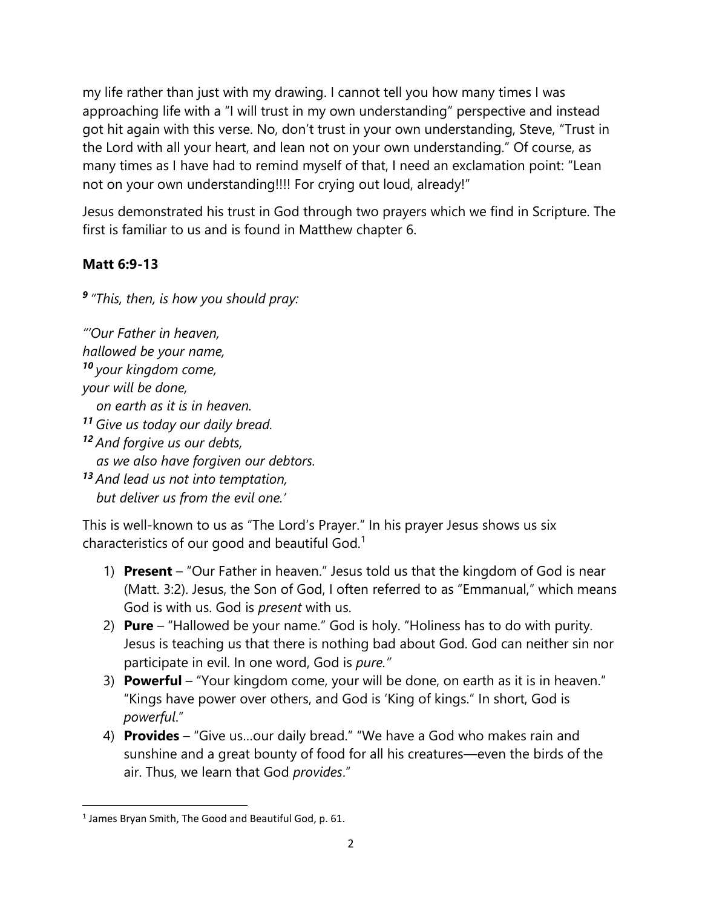my life rather than just with my drawing. I cannot tell you how many times I was approaching life with a "I will trust in my own understanding" perspective and instead got hit again with this verse. No, don't trust in your own understanding, Steve, "Trust in the Lord with all your heart, and lean not on your own understanding." Of course, as many times as I have had to remind myself of that, I need an exclamation point: "Lean not on your own understanding!!!! For crying out loud, already!"

Jesus demonstrated his trust in God through two prayers which we find in Scripture. The first is familiar to us and is found in Matthew chapter 6.

**Matt 6:9-13**

***9*** *"This, then, is how you should pray:*

*"'Our Father in heaven,*
*hallowed be your name,*
***10*** *your kingdom come,*
*your will be done,*
*on earth as it is in heaven.*
***11*** *Give us today our daily bread.*
***12*** *And forgive us our debts,*
*as we also have forgiven our debtors.*
***13*** *And lead us not into temptation,*
*but deliver us from the evil one.'*

This is well-known to us as "The Lord's Prayer." In his prayer Jesus shows us six characteristics of our good and beautiful God.[1]

1) **Present** – "Our Father in heaven." Jesus told us that the kingdom of God is near (Matt. 3:2). Jesus, the Son of God, I often referred to as "Emmanual," which means God is with us. God is *present* with us.
2) **Pure** – "Hallowed be your name." God is holy. "Holiness has to do with purity. Jesus is teaching us that there is nothing bad about God. God can neither sin nor participate in evil. In one word, God is *pure."*
3) **Powerful** – "Your kingdom come, your will be done, on earth as it is in heaven." "Kings have power over others, and God is 'King of kings." In short, God is *powerful*."
4) **Provides** – "Give us…our daily bread." "We have a God who makes rain and sunshine and a great bounty of food for all his creatures—even the birds of the air. Thus, we learn that God *provides*."

[1] James Bryan Smith, The Good and Beautiful God, p. 61.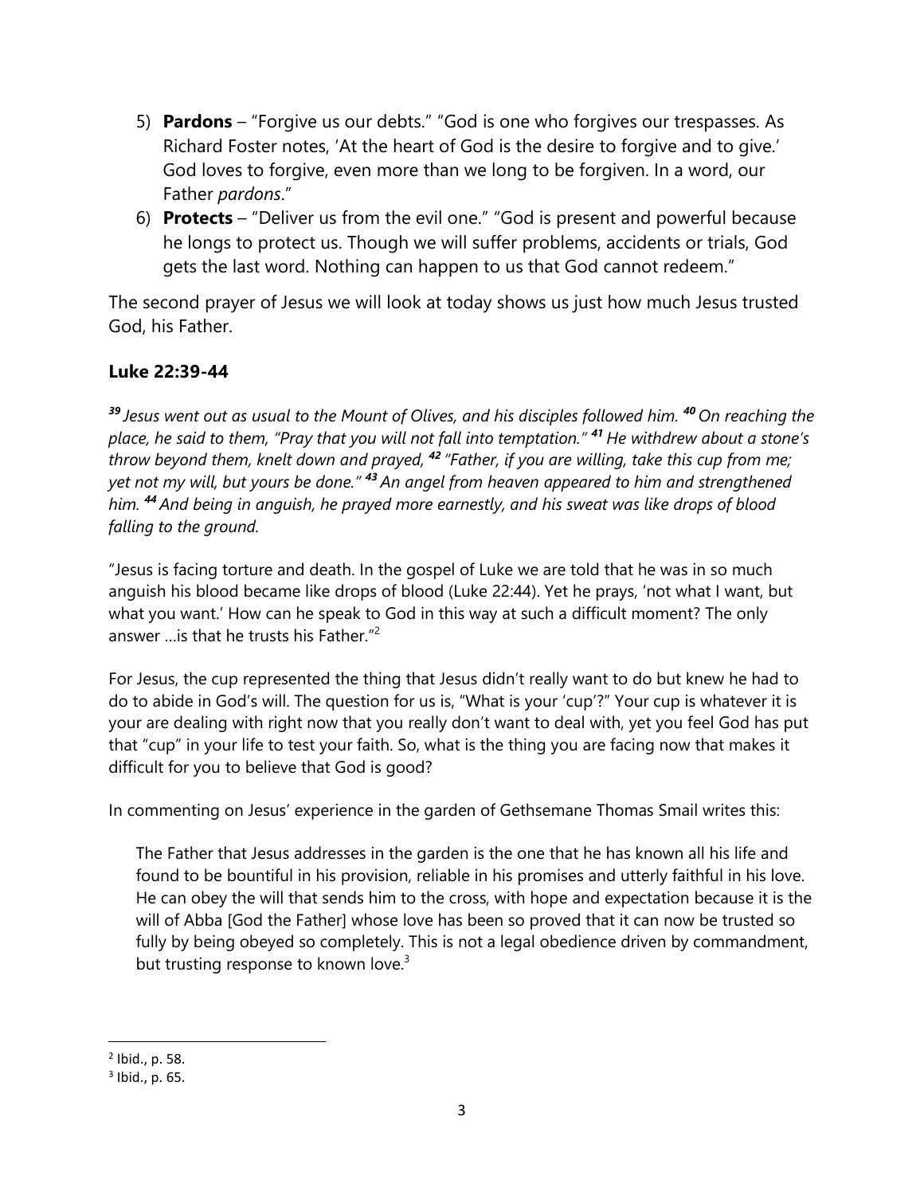5) **Pardons** – "Forgive us our debts." "God is one who forgives our trespasses. As Richard Foster notes, 'At the heart of God is the desire to forgive and to give.' God loves to forgive, even more than we long to be forgiven. In a word, our Father *pardons*."
6) **Protects** – "Deliver us from the evil one." "God is present and powerful because he longs to protect us. Though we will suffer problems, accidents or trials, God gets the last word. Nothing can happen to us that God cannot redeem."

The second prayer of Jesus we will look at today shows us just how much Jesus trusted God, his Father.

**Luke 22:39-44**

***39*** *Jesus went out as usual to the Mount of Olives, and his disciples followed him.* ***40*** *On reaching the place, he said to them, "Pray that you will not fall into temptation."* ***41*** *He withdrew about a stone's throw beyond them, knelt down and prayed,* ***42*** *"Father, if you are willing, take this cup from me; yet not my will, but yours be done."* ***43*** *An angel from heaven appeared to him and strengthened him.* ***44*** *And being in anguish, he prayed more earnestly, and his sweat was like drops of blood falling to the ground.*

"Jesus is facing torture and death. In the gospel of Luke we are told that he was in so much anguish his blood became like drops of blood (Luke 22:44). Yet he prays, 'not what I want, but what you want.' How can he speak to God in this way at such a difficult moment? The only answer …is that he trusts his Father."[2]

For Jesus, the cup represented the thing that Jesus didn't really want to do but knew he had to do to abide in God's will. The question for us is, "What is your 'cup'?" Your cup is whatever it is your are dealing with right now that you really don't want to deal with, yet you feel God has put that "cup" in your life to test your faith. So, what is the thing you are facing now that makes it difficult for you to believe that God is good?

In commenting on Jesus' experience in the garden of Gethsemane Thomas Smail writes this:

> The Father that Jesus addresses in the garden is the one that he has known all his life and found to be bountiful in his provision, reliable in his promises and utterly faithful in his love. He can obey the will that sends him to the cross, with hope and expectation because it is the will of Abba [God the Father] whose love has been so proved that it can now be trusted so fully by being obeyed so completely. This is not a legal obedience driven by commandment, but trusting response to known love.[3]

---

[2] Ibid., p. 58.
[3] Ibid., p. 65.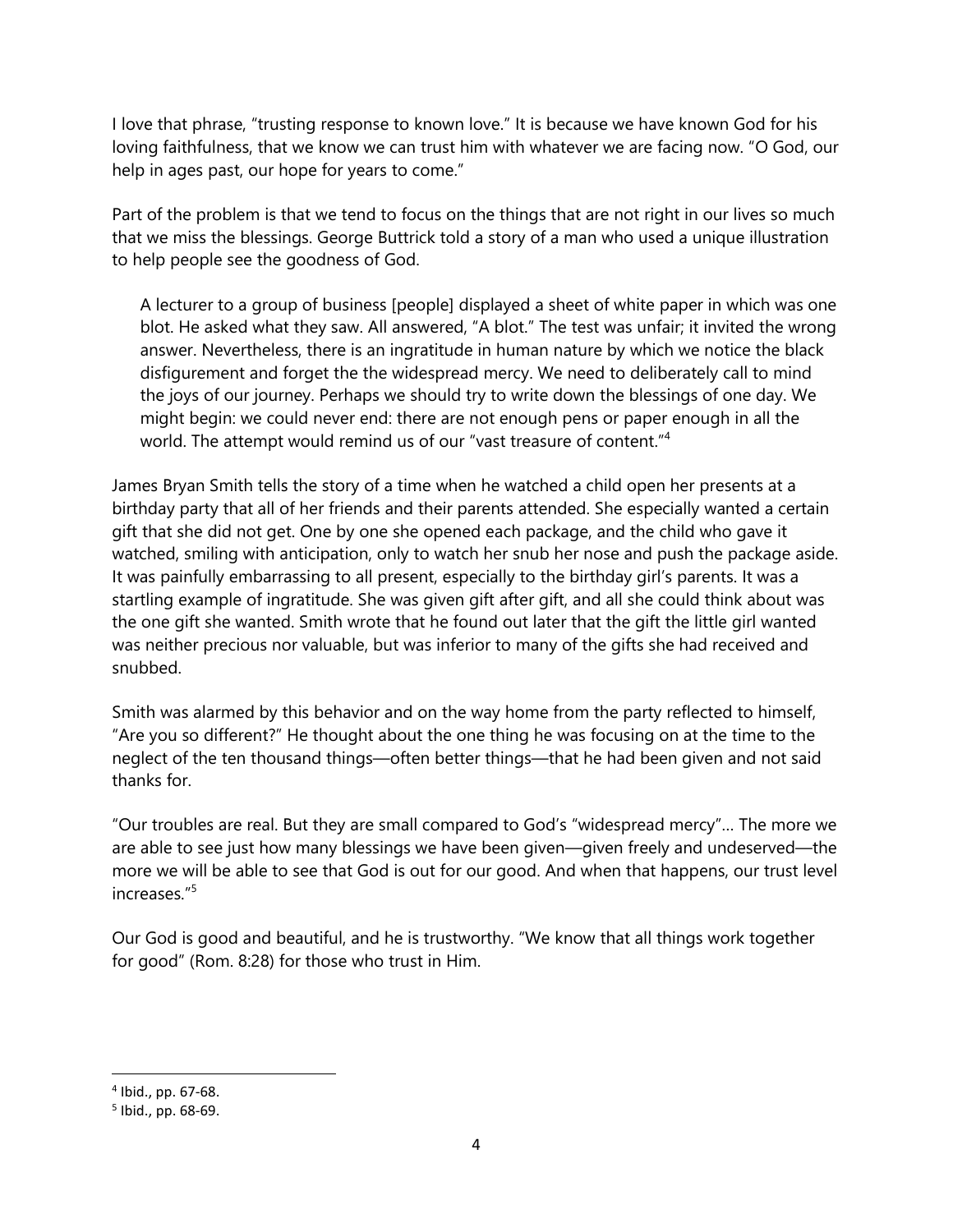I love that phrase, "trusting response to known love." It is because we have known God for his loving faithfulness, that we know we can trust him with whatever we are facing now. "O God, our help in ages past, our hope for years to come."

Part of the problem is that we tend to focus on the things that are not right in our lives so much that we miss the blessings. George Buttrick told a story of a man who used a unique illustration to help people see the goodness of God.

> A lecturer to a group of business [people] displayed a sheet of white paper in which was one blot. He asked what they saw. All answered, "A blot." The test was unfair; it invited the wrong answer. Nevertheless, there is an ingratitude in human nature by which we notice the black disfigurement and forget the the widespread mercy. We need to deliberately call to mind the joys of our journey. Perhaps we should try to write down the blessings of one day. We might begin: we could never end: there are not enough pens or paper enough in all the world. The attempt would remind us of our "vast treasure of content."[4]

James Bryan Smith tells the story of a time when he watched a child open her presents at a birthday party that all of her friends and their parents attended. She especially wanted a certain gift that she did not get. One by one she opened each package, and the child who gave it watched, smiling with anticipation, only to watch her snub her nose and push the package aside. It was painfully embarrassing to all present, especially to the birthday girl's parents. It was a startling example of ingratitude. She was given gift after gift, and all she could think about was the one gift she wanted. Smith wrote that he found out later that the gift the little girl wanted was neither precious nor valuable, but was inferior to many of the gifts she had received and snubbed.

Smith was alarmed by this behavior and on the way home from the party reflected to himself, "Are you so different?" He thought about the one thing he was focusing on at the time to the neglect of the ten thousand things—often better things—that he had been given and not said thanks for.

"Our troubles are real. But they are small compared to God's "widespread mercy"... The more we are able to see just how many blessings we have been given—given freely and undeserved—the more we will be able to see that God is out for our good. And when that happens, our trust level increases."[5]

Our God is good and beautiful, and he is trustworthy. "We know that all things work together for good" (Rom. 8:28) for those who trust in Him.

---

[4] Ibid., pp. 67-68.

[5] Ibid., pp. 68-69.